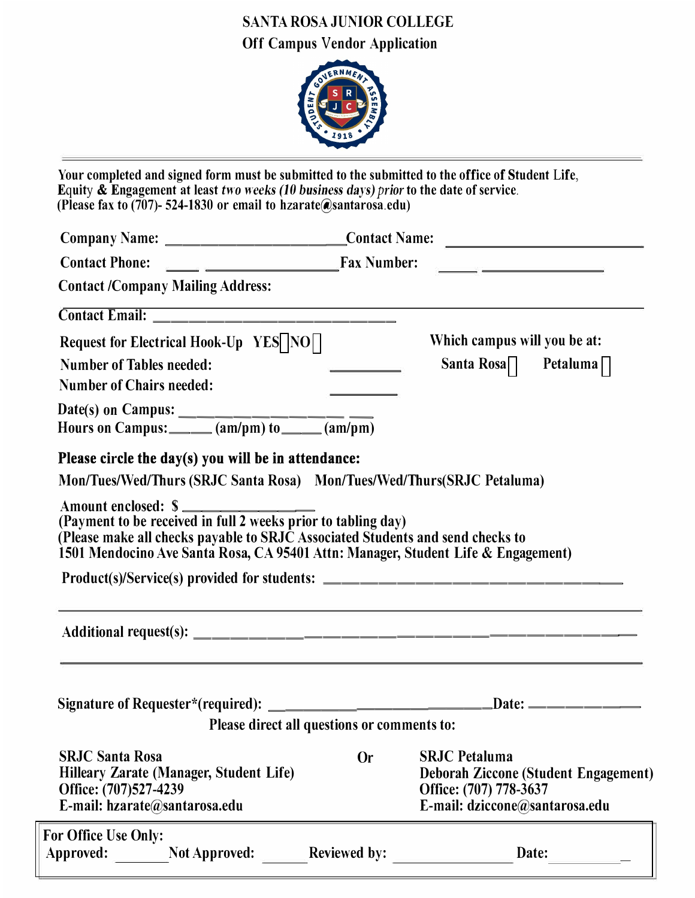# SANTA ROSA JUNIOR COLLEGE

## Off Campus Vendor Application

Your completed and signed form must be submitted to the submitted to the office of Student Life, Equity & Engagement at least *two weeks (10 business days) prior* to the date of service. (Please fax to (707)- 524-1830 or email to hzarate@santarosa.edu)

**Company Name:** ______________________ **Contact Name:** ______________________

**Contact Phone:** ____ ________________ **Fax Number:** ____ ________________

**Contact /Company Mailing Address:**

______________________________________________________________

**Contact Email:** ______________________________

**Request for Electrical Hook-Up** YES ☐ NO ☐

**Which campus will you be at:** Santa Rosa ☐ Petaluma ☐

**Number of Tables needed:** ________

**Number of Chairs needed:** ________

**Date(s) on Campus:** ________________

**Hours on Campus:** _____ (am/pm) to _____ (am/pm)

**Please circle the day(s) you will be in attendance:**

Mon/Tues/Wed/Thurs (SRJC Santa Rosa) Mon/Tues/Wed/Thurs(SRJC Petaluma)

**Amount enclosed: $** ______________
(Payment to be received in full 2 weeks prior to tabling day)
(Please make all checks payable to SRJC Associated Students and send checks to
1501 Mendocino Ave Santa Rosa, CA 95401 Attn: Manager, Student Life & Engagement)

**Product(s)/Service(s) provided for students:** ______________________________

______________________________________________________________

**Additional request(s):** ______________________________

______________________________________________________________

**Signature of Requester*(required):** ______________________ **Date:** __________

**Please direct all questions or comments to:**

**SRJC Santa Rosa**
Hilleary Zarate (Manager, Student Life)
Office: (707)527-4239
E-mail: hzarate@santarosa.edu

**Or**

**SRJC Petaluma**
Deborah Ziccone (Student Engagement)
Office: (707) 778-3637
E-mail: dziccone@santarosa.edu

**For Office Use Only:**
Approved: _______ Not Approved: _______ Reviewed by: ______________ Date: __________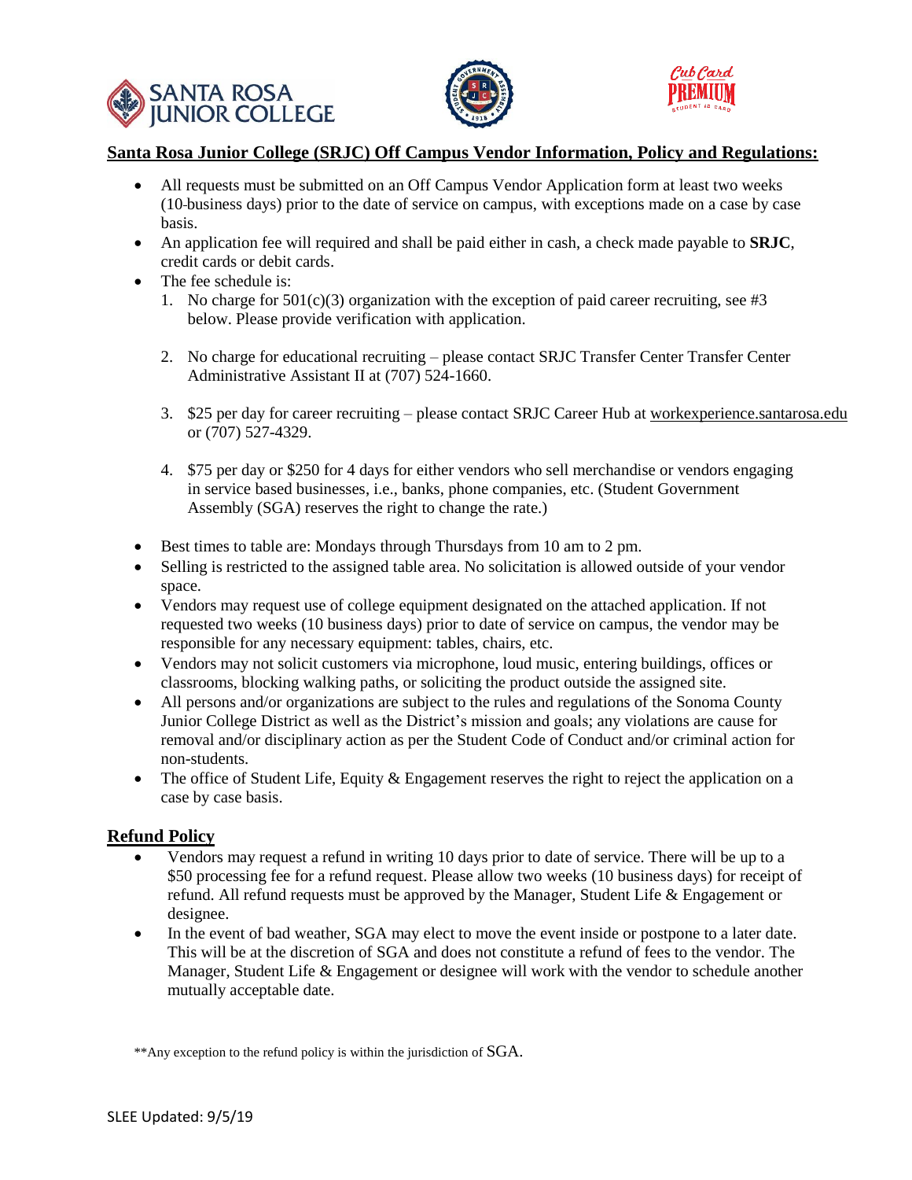## Santa Rosa Junior College (SRJC) Off Campus Vendor Information, Policy and Regulations:

- All requests must be submitted on an Off Campus Vendor Application form at least two weeks (10-business days) prior to the date of service on campus, with exceptions made on a case by case basis.
- An application fee will required and shall be paid either in cash, a check made payable to **SRJC**, credit cards or debit cards.
- The fee schedule is:
  1. No charge for 501(c)(3) organization with the exception of paid career recruiting, see #3 below. Please provide verification with application.
  2. No charge for educational recruiting – please contact SRJC Transfer Center Transfer Center Administrative Assistant II at (707) 524-1660.
  3. $25 per day for career recruiting – please contact SRJC Career Hub at workexperience.santarosa.edu or (707) 527-4329.
  4. $75 per day or $250 for 4 days for either vendors who sell merchandise or vendors engaging in service based businesses, i.e., banks, phone companies, etc. (Student Government Assembly (SGA) reserves the right to change the rate.)
- Best times to table are: Mondays through Thursdays from 10 am to 2 pm.
- Selling is restricted to the assigned table area. No solicitation is allowed outside of your vendor space.
- Vendors may request use of college equipment designated on the attached application. If not requested two weeks (10 business days) prior to date of service on campus, the vendor may be responsible for any necessary equipment: tables, chairs, etc.
- Vendors may not solicit customers via microphone, loud music, entering buildings, offices or classrooms, blocking walking paths, or soliciting the product outside the assigned site.
- All persons and/or organizations are subject to the rules and regulations of the Sonoma County Junior College District as well as the District's mission and goals; any violations are cause for removal and/or disciplinary action as per the Student Code of Conduct and/or criminal action for non-students.
- The office of Student Life, Equity & Engagement reserves the right to reject the application on a case by case basis.

## Refund Policy

- Vendors may request a refund in writing 10 days prior to date of service. There will be up to a $50 processing fee for a refund request. Please allow two weeks (10 business days) for receipt of refund. All refund requests must be approved by the Manager, Student Life & Engagement or designee.
- In the event of bad weather, SGA may elect to move the event inside or postpone to a later date. This will be at the discretion of SGA and does not constitute a refund of fees to the vendor. The Manager, Student Life & Engagement or designee will work with the vendor to schedule another mutually acceptable date.

**Any exception to the refund policy is within the jurisdiction of SGA.

SLEE Updated: 9/5/19